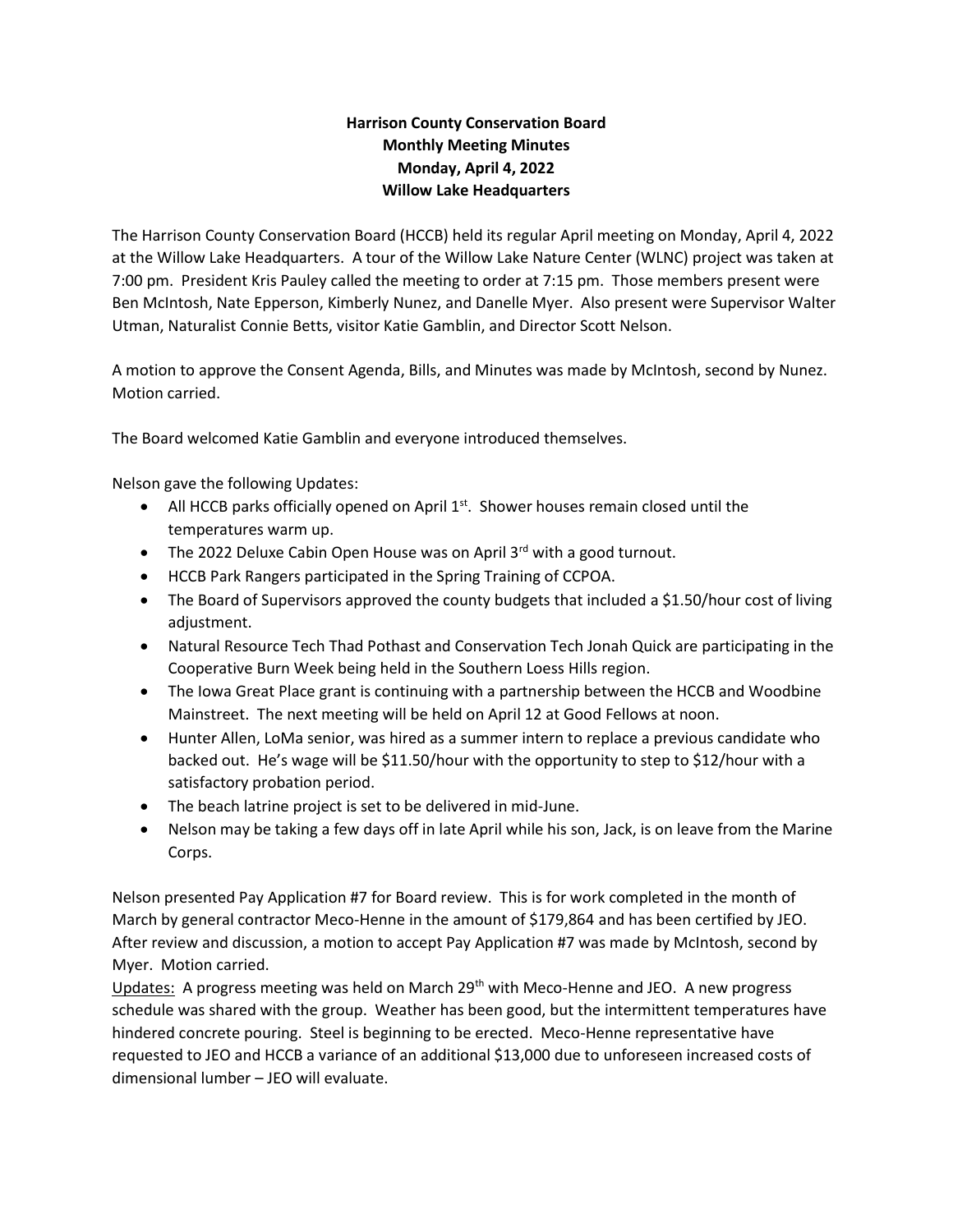**Harrison County Conservation Board**
**Monthly Meeting Minutes**
**Monday, April 4, 2022**
**Willow Lake Headquarters**

The Harrison County Conservation Board (HCCB) held its regular April meeting on Monday, April 4, 2022 at the Willow Lake Headquarters. A tour of the Willow Lake Nature Center (WLNC) project was taken at 7:00 pm. President Kris Pauley called the meeting to order at 7:15 pm. Those members present were Ben McIntosh, Nate Epperson, Kimberly Nunez, and Danelle Myer. Also present were Supervisor Walter Utman, Naturalist Connie Betts, visitor Katie Gamblin, and Director Scott Nelson.

A motion to approve the Consent Agenda, Bills, and Minutes was made by McIntosh, second by Nunez. Motion carried.

The Board welcomed Katie Gamblin and everyone introduced themselves.

Nelson gave the following Updates:

- All HCCB parks officially opened on April 1st. Shower houses remain closed until the temperatures warm up.
- The 2022 Deluxe Cabin Open House was on April 3rd with a good turnout.
- HCCB Park Rangers participated in the Spring Training of CCPOA.
- The Board of Supervisors approved the county budgets that included a $1.50/hour cost of living adjustment.
- Natural Resource Tech Thad Pothast and Conservation Tech Jonah Quick are participating in the Cooperative Burn Week being held in the Southern Loess Hills region.
- The Iowa Great Place grant is continuing with a partnership between the HCCB and Woodbine Mainstreet. The next meeting will be held on April 12 at Good Fellows at noon.
- Hunter Allen, LoMa senior, was hired as a summer intern to replace a previous candidate who backed out. He's wage will be $11.50/hour with the opportunity to step to $12/hour with a satisfactory probation period.
- The beach latrine project is set to be delivered in mid-June.
- Nelson may be taking a few days off in late April while his son, Jack, is on leave from the Marine Corps.

Nelson presented Pay Application #7 for Board review. This is for work completed in the month of March by general contractor Meco-Henne in the amount of $179,864 and has been certified by JEO. After review and discussion, a motion to accept Pay Application #7 was made by McIntosh, second by Myer. Motion carried.

Updates: A progress meeting was held on March 29th with Meco-Henne and JEO. A new progress schedule was shared with the group. Weather has been good, but the intermittent temperatures have hindered concrete pouring. Steel is beginning to be erected. Meco-Henne representative have requested to JEO and HCCB a variance of an additional $13,000 due to unforeseen increased costs of dimensional lumber – JEO will evaluate.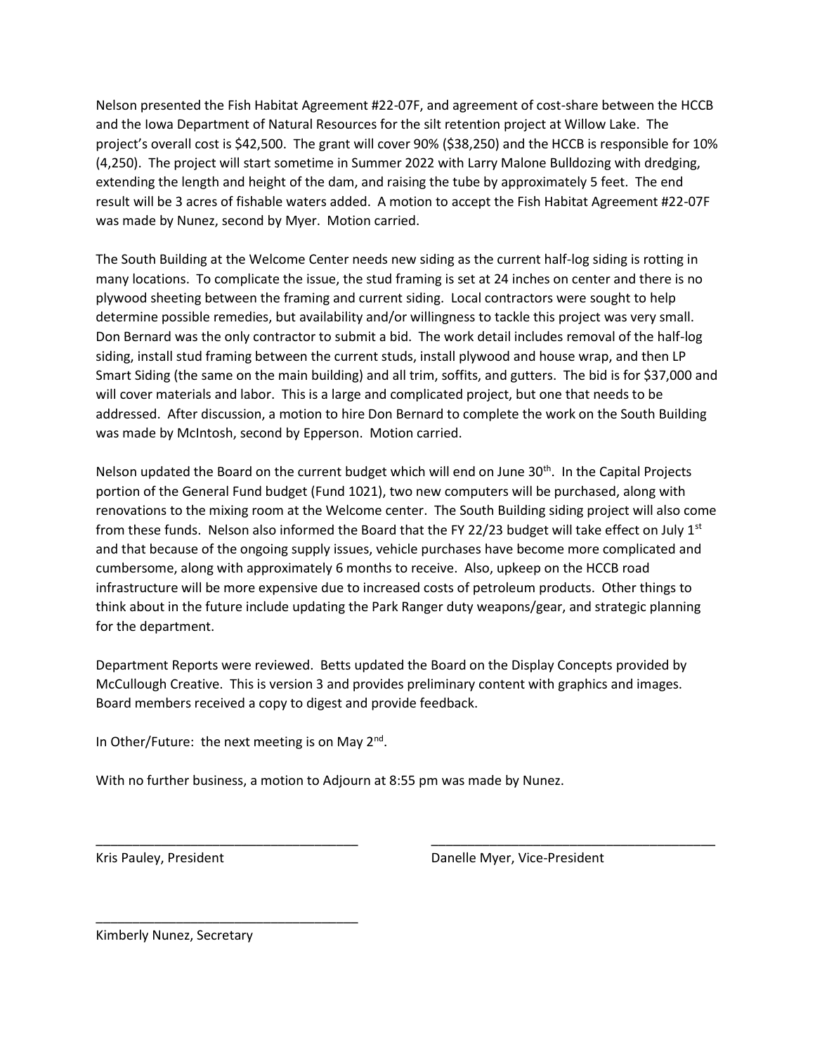Nelson presented the Fish Habitat Agreement #22-07F, and agreement of cost-share between the HCCB and the Iowa Department of Natural Resources for the silt retention project at Willow Lake. The project's overall cost is $42,500. The grant will cover 90% ($38,250) and the HCCB is responsible for 10% (4,250). The project will start sometime in Summer 2022 with Larry Malone Bulldozing with dredging, extending the length and height of the dam, and raising the tube by approximately 5 feet. The end result will be 3 acres of fishable waters added. A motion to accept the Fish Habitat Agreement #22-07F was made by Nunez, second by Myer. Motion carried.

The South Building at the Welcome Center needs new siding as the current half-log siding is rotting in many locations. To complicate the issue, the stud framing is set at 24 inches on center and there is no plywood sheeting between the framing and current siding. Local contractors were sought to help determine possible remedies, but availability and/or willingness to tackle this project was very small. Don Bernard was the only contractor to submit a bid. The work detail includes removal of the half-log siding, install stud framing between the current studs, install plywood and house wrap, and then LP Smart Siding (the same on the main building) and all trim, soffits, and gutters. The bid is for $37,000 and will cover materials and labor. This is a large and complicated project, but one that needs to be addressed. After discussion, a motion to hire Don Bernard to complete the work on the South Building was made by McIntosh, second by Epperson. Motion carried.

Nelson updated the Board on the current budget which will end on June 30th. In the Capital Projects portion of the General Fund budget (Fund 1021), two new computers will be purchased, along with renovations to the mixing room at the Welcome center. The South Building siding project will also come from these funds. Nelson also informed the Board that the FY 22/23 budget will take effect on July 1st and that because of the ongoing supply issues, vehicle purchases have become more complicated and cumbersome, along with approximately 6 months to receive. Also, upkeep on the HCCB road infrastructure will be more expensive due to increased costs of petroleum products. Other things to think about in the future include updating the Park Ranger duty weapons/gear, and strategic planning for the department.

Department Reports were reviewed. Betts updated the Board on the Display Concepts provided by McCullough Creative. This is version 3 and provides preliminary content with graphics and images. Board members received a copy to digest and provide feedback.

In Other/Future: the next meeting is on May 2nd.

With no further business, a motion to Adjourn at 8:55 pm was made by Nunez.

_____________________________________ 
Kris Pauley, President

_____________________________________ 
Danelle Myer, Vice-President

_____________________________________ 
Kimberly Nunez, Secretary